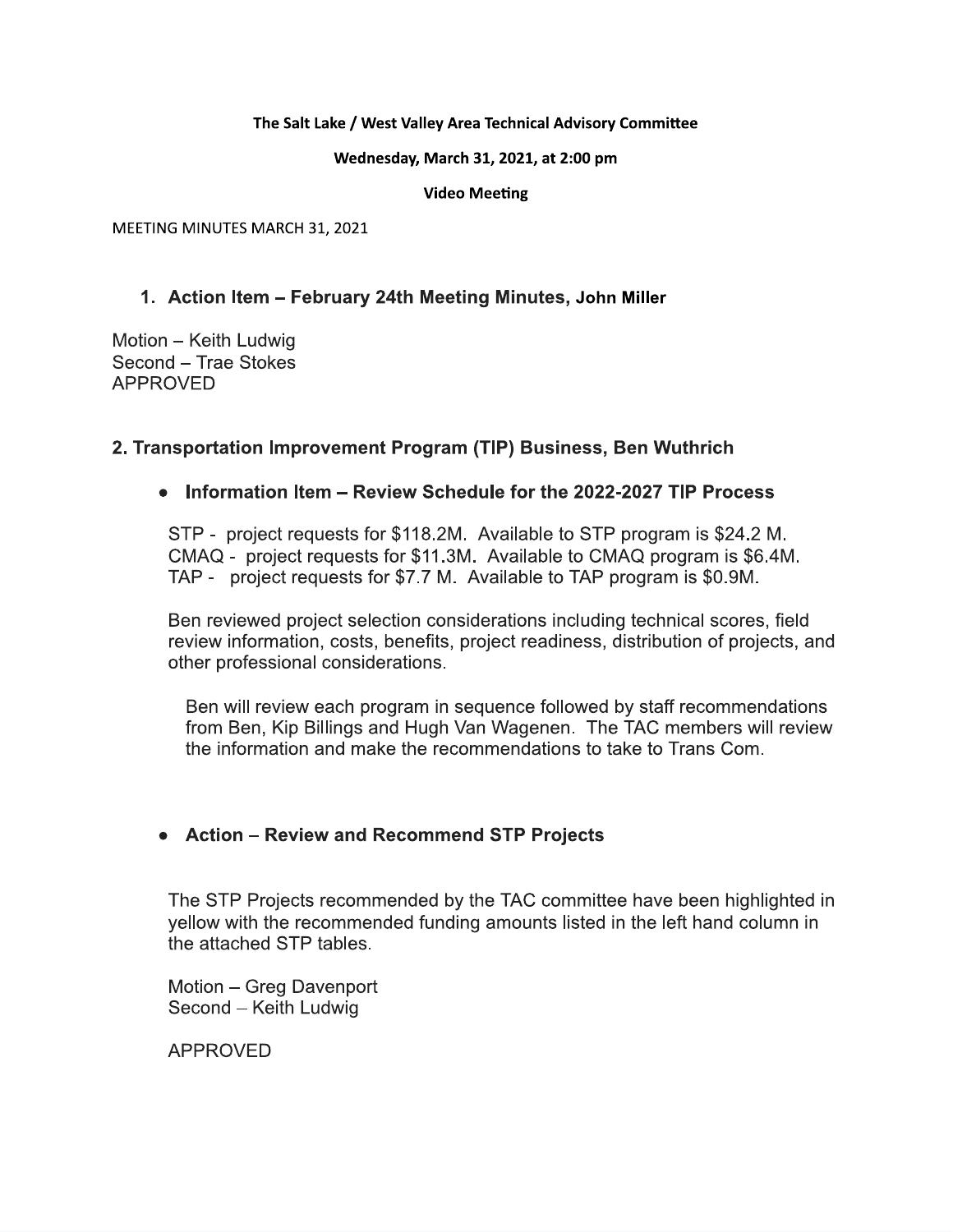**The Salt Lake / West Valley Area Technical Advisory Committee**

**Wednesday, March 31, 2021, at 2:00 pm**

**Video Meeting**

MEETING MINUTES MARCH 31, 2021

## 1. Action Item – February 24th Meeting Minutes, John Miller

Motion – Keith Ludwig
Second – Trae Stokes
APPROVED

## 2. Transportation Improvement Program (TIP) Business, Ben Wuthrich

- **Information Item – Review Schedule for the 2022-2027 TIP Process**

STP - project requests for \$118.2M. Available to STP program is \$24.2 M.
CMAQ - project requests for \$11.3M. Available to CMAQ program is \$6.4M.
TAP - project requests for \$7.7 M. Available to TAP program is \$0.9M.

Ben reviewed project selection considerations including technical scores, field review information, costs, benefits, project readiness, distribution of projects, and other professional considerations.

Ben will review each program in sequence followed by staff recommendations from Ben, Kip Billings and Hugh Van Wagenen. The TAC members will review the information and make the recommendations to take to Trans Com.

- **Action – Review and Recommend STP Projects**

The STP Projects recommended by the TAC committee have been highlighted in yellow with the recommended funding amounts listed in the left hand column in the attached STP tables.

Motion – Greg Davenport
Second – Keith Ludwig

APPROVED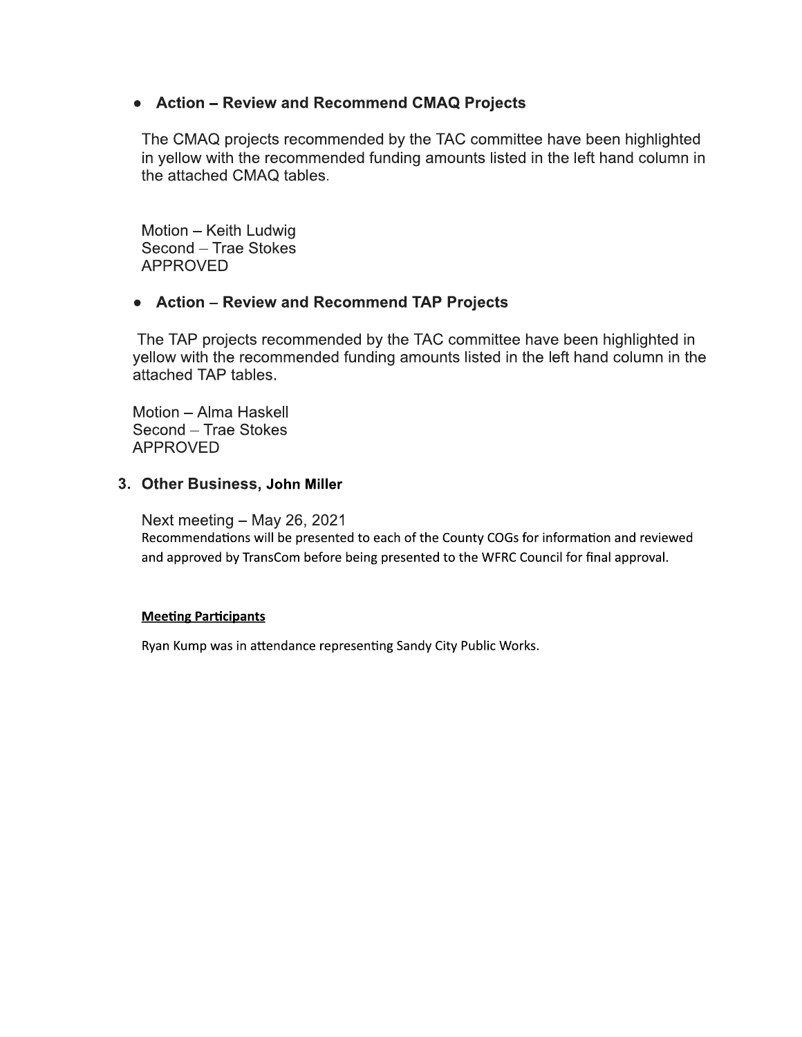- **Action – Review and Recommend CMAQ Projects**

  The CMAQ projects recommended by the TAC committee have been highlighted in yellow with the recommended funding amounts listed in the left hand column in the attached CMAQ tables.

  Motion – Keith Ludwig
  Second – Trae Stokes
  APPROVED

- **Action – Review and Recommend TAP Projects**

  The TAP projects recommended by the TAC committee have been highlighted in yellow with the recommended funding amounts listed in the left hand column in the attached TAP tables.

  Motion – Alma Haskell
  Second – Trae Stokes
  APPROVED

### 3. Other Business, John Miller

Next meeting – May 26, 2021
Recommendations will be presented to each of the County COGs for information and reviewed and approved by TransCom before being presented to the WFRC Council for final approval.

**Meeting Participants**

Ryan Kump was in attendance representing Sandy City Public Works.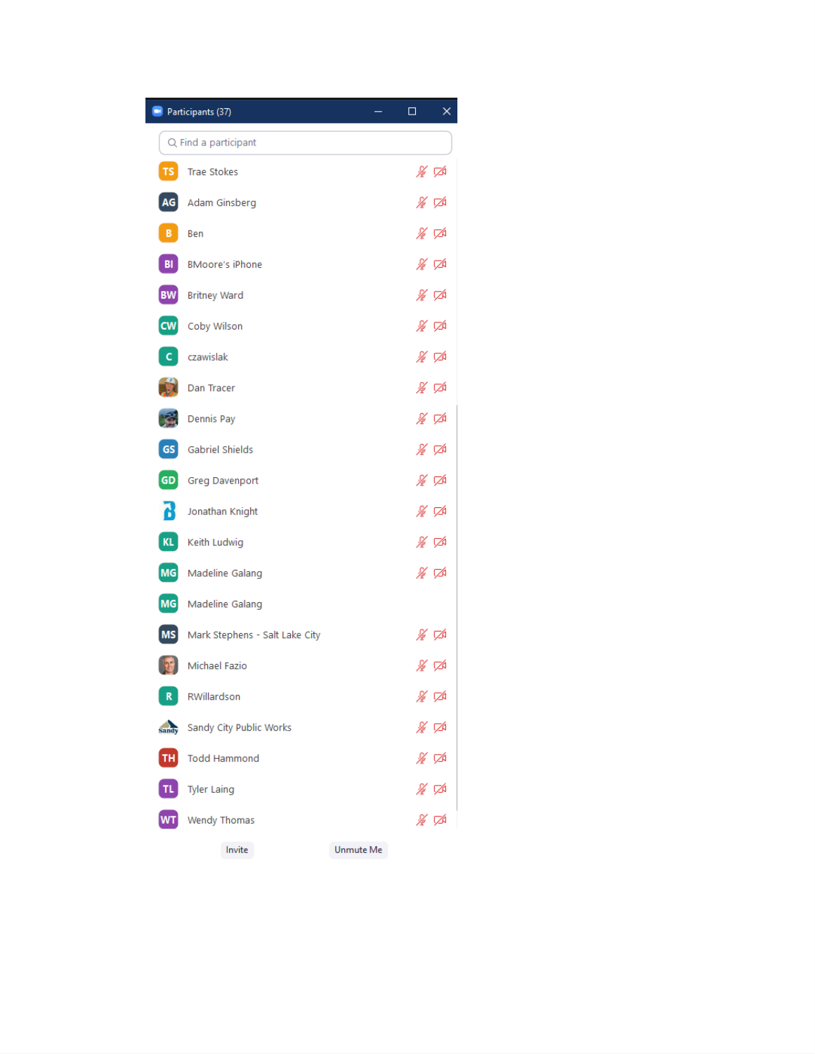Participants (37)

Find a participant

- Trae Stokes
- Adam Ginsberg
- Ben
- BMoore's iPhone
- Britney Ward
- Coby Wilson
- czawislak
- Dan Tracer
- Dennis Pay
- Gabriel Shields
- Greg Davenport
- Jonathan Knight
- Keith Ludwig
- Madeline Galang
- Madeline Galang
- Mark Stephens - Salt Lake City
- Michael Fazio
- RWillardson
- Sandy City Public Works
- Todd Hammond
- Tyler Laing
- Wendy Thomas

Invite | Unmute Me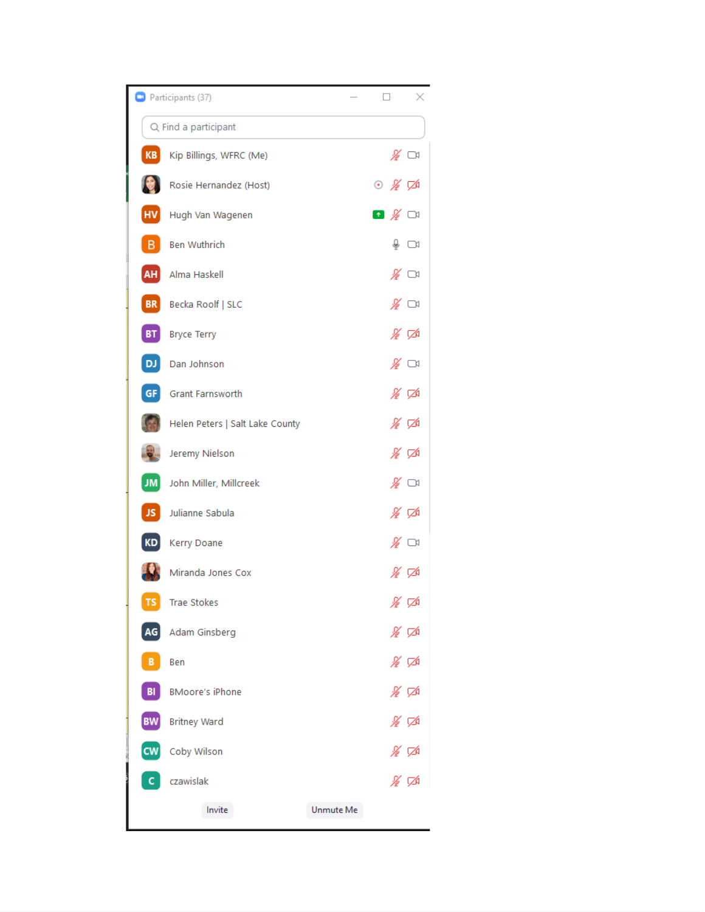Participants (37)

Find a participant

- Kip Billings, WFRC (Me)
- Rosie Hernandez (Host)
- Hugh Van Wagenen
- Ben Wuthrich
- Alma Haskell
- Becka Roolf | SLC
- Bryce Terry
- Dan Johnson
- Grant Farnsworth
- Helen Peters | Salt Lake County
- Jeremy Nielson
- John Miller, Millcreek
- Julianne Sabula
- Kerry Doane
- Miranda Jones Cox
- Trae Stokes
- Adam Ginsberg
- Ben
- BMoore's iPhone
- Britney Ward
- Coby Wilson
- czawislak

Invite | Unmute Me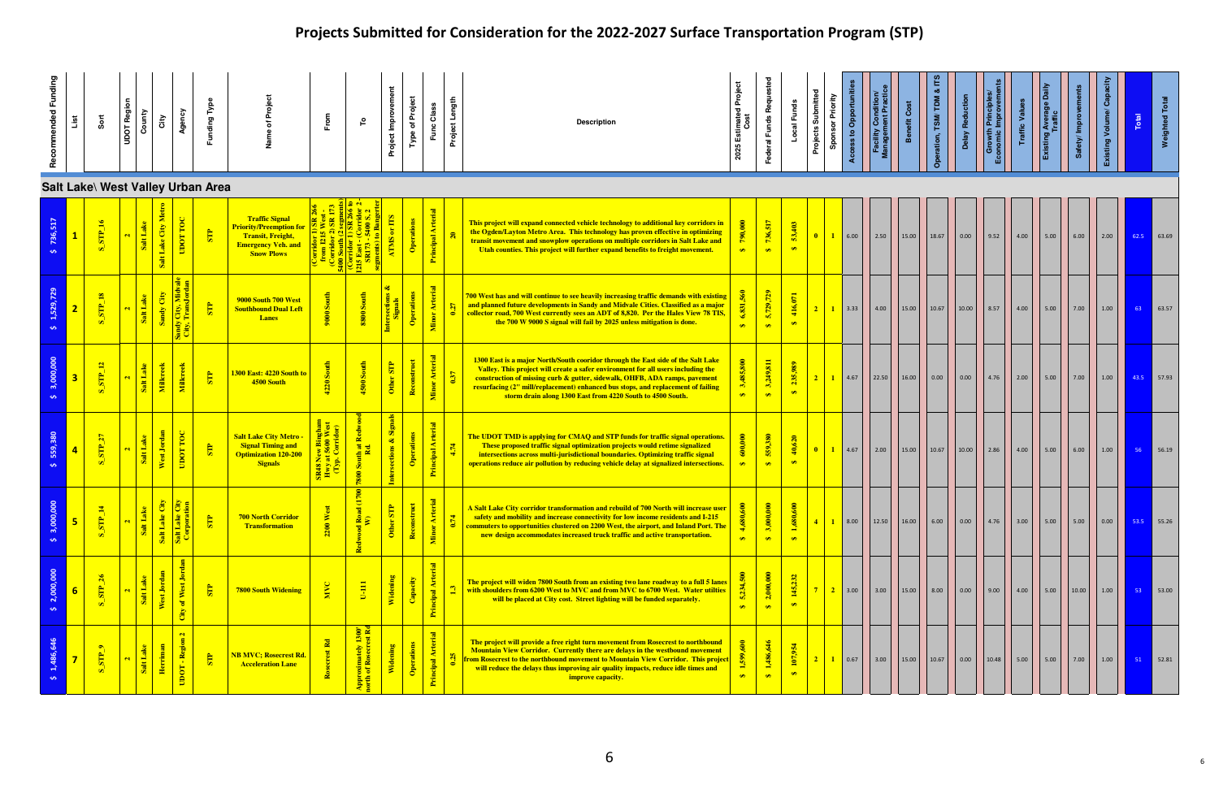# Projects Submitted for Consideration for the 2022-2027 Surface Transportation Program (STP)

| Recommended Funding | List | Sort | UDOT Region | County | City | Agency | Funding Type | Name of Project | From | To | Project Improvement | Type of Project | Func Class | Project Length | Description | 2025 Estimated Project Cost | Federal Funds Requested | Local Funds | Projects Submitted | Sponsor Priority | Access to Opportunities | Facility Condition/ Management Practice | Benefit Cost | Operation, TSM/ TDM & ITS | Delay Reduction | Growth Principles/ Economic Improvements | Traffic Values | Existing Average Daily Traffic | Safety/ Improvements | Existing Volume/ Capacity | Total | Weighted Total |
|---|---|---|---|---|---|---|---|---|---|---|---|---|---|---|---|---|---|---|---|---|---|---|---|---|---|---|---|---|---|---|---|---|
| **Salt Lake\ West Valley Urban Area** | | | | | | | | | | | | | | | | | | | | | | | | | | | | | | | | |
| $ 736,517 | 1 | S_STP_16 | 2 | Salt Lake | Salt Lake City Metro | UDOT TOC | STP | Traffic Signal Priority/Preemption for Transit, Freight, Emergency Veh. and Snow Plows | (Corridor 1) SR 266 from 1215 West - (Corridor 2) SR 173 5400 South (2 segments) | (Corridor 1) SR 266 to 1215 East - (Corridor 2 - SR173 - 5400 S, 2 segments) to Bangerter | ATMS or ITS | Operations | Principal Arterial | 20 | This project will expand connected vehicle technology to additional key corridors in the Ogden/Layton Metro Area. This technology has proven effective in optimizing transit movement and snowplow operations on multiple corridors in Salt Lake and Utah counties. This project will further expand benefits to freight movement. | $ 790,000 | $ 736,517 | $ 53,403 | 0 | 1 | 6.00 | 2.50 | 15.00 | 18.67 | 0.00 | 9.52 | 4.00 | 5.00 | 6.00 | 2.00 | 62.5 | 63.69 |
| $ 1,529,729 | 2 | S_STP_18 | 2 | Salt Lake | Sandy City | Sandy City, Midvale City, TransJordan | STP | 9000 South 700 West Southbound Dual Left Lanes | 9000 South | 8800 South | Intersections & Signals | Operations | Minor Arterial | 0.27 | 700 West has and will continue to see heavily increasing traffic demands with existing and planned future developments in Sandy and Midvale Cities. Classified as a major collector road, 700 West currently sees an ADT of 8,820. Per the Hales View 78 TIS, the 700 W 9000 S signal will fail by 2025 unless mitigation is done. | $ 6,831,560 | $ 5,729,729 | $ 416,071 | 2 | 1 | 3.33 | 4.00 | 15.00 | 10.67 | 10.00 | 8.57 | 4.00 | 5.00 | 7.00 | 1.00 | 63 | 63.57 |
| $ 3,000,000 | 3 | S_STP_12 | 2 | Salt Lake | Millcreek | Millcreek | STP | 1300 East: 4220 South to 4500 South | 4220 South | 4500 South | Other STP | Reconstruct | Minor Arterial | 0.37 | 1300 East is a major North/South cooridor through the East side of the Salt Lake Valley. This project will create a safer environment for all users including the construction of missing curb & gutter, sidewalk, OHFB, ADA ramps, pavement resurfacing (2" mill/replacement) enhanced bus stops, and replacement of failing storm drain along 1300 East from 4220 South to 4500 South. | $ 3,485,800 | $ 3,249,811 | $ 235,989 | 2 | 1 | 4.67 | 22.50 | 16.00 | 0.00 | 0.00 | 4.76 | 2.00 | 5.00 | 7.00 | 1.00 | 43.5 | 57.93 |
| $ 559,380 | 4 | S_STP_27 | 2 | Salt Lake | West Jordan | UDOT TOC | STP | Salt Lake City Metro - Signal Timing and Optimization 120-200 Signals | SR48 New Bingham Hwy at 5600 West (Typ. Corridor) | 7800 South at Redwood Rd. | Intersections & Signals | Operations | Principal Arterial | 4.74 | The UDOT TMD is applying for CMAQ and STP funds for traffic signal operations. These proposed traffic signal optimization projects would retime signalized intersections across multi-jurisdictional boundaries. Optimizing traffic signal operations reduce air pollution by reducing vehicle delay at signalized intersections. | $ 600,000 | $ 559,380 | $ 40,620 | 0 | 1 | 4.67 | 2.00 | 15.00 | 10.67 | 10.00 | 2.86 | 4.00 | 5.00 | 6.00 | 1.00 | 56 | 56.19 |
| $ 3,000,000 | 5 | S_STP_14 | 2 | Salt Lake | Salt Lake City | Salt Lake City Corporation | STP | 700 North Corridor Transformation | 2200 West | Redwood Road (1700 W) | Other STP | Reconstruct | Minor Arterial | 0.74 | A Salt Lake City corridor transformation and rebuild of 700 North will increase user safety and mobility and increase connectivity for low income residents and I-215 commuters to opportunities clustered on 2200 West, the airport, and Inland Port. The new design accommodates increased truck traffic and active transportation. | $ 4,680,600 | $ 3,000,000 | $ 1,680,600 | 4 | 1 | 8.00 | 12.50 | 16.00 | 6.00 | 0.00 | 4.76 | 3.00 | 5.00 | 5.00 | 0.00 | 53.5 | 55.26 |
| $ 2,000,000 | 6 | S_STP_26 | 2 | Salt Lake | West Jordan | City of West Jordan | STP | 7800 South Widening | MVC | U-111 | Widening | Capacity | Principal Arterial | 1.3 | The project will widen 7800 South from an existing two lane roadway to a full 5 lanes with shoulders from 6200 West to MVC and from MVC to 6700 West. Water utilities will be placed at City cost. Street lighting will be funded separately. | $ 5,234,500 | $ 2,000,000 | $ 145,232 | 7 | 2 | 3.00 | 3.00 | 15.00 | 8.00 | 0.00 | 9.00 | 4.00 | 5.00 | 10.00 | 1.00 | 53 | 53.00 |
| $ 1,486,646 | 7 | S_STP_9 | 2 | Salt Lake | Herriman | UDOT - Region 2 | STP | NB MVC; Rosecrest Rd. Acceleration Lane | Rosecrest Rd | Approximately 1300' north of Rosecrest Rd | Widening | Operations | Principal Arterial | 0.25 | The project will provide a free right turn movement from Rosecrest to northbound Mountain View Corridor. Currently there are delays in the westbound movement from Rosecrest to the northbound movement to Mountain View Corridor. This project will reduce the delays thus improving air quality impacts, reduce idle times and improve capacity. | $ 1,599,600 | $ 1,486,646 | $ 107,954 | 2 | 1 | 0.67 | 3.00 | 15.00 | 10.67 | 0.00 | 10.48 | 5.00 | 5.00 | 7.00 | 1.00 | 51 | 52.81 |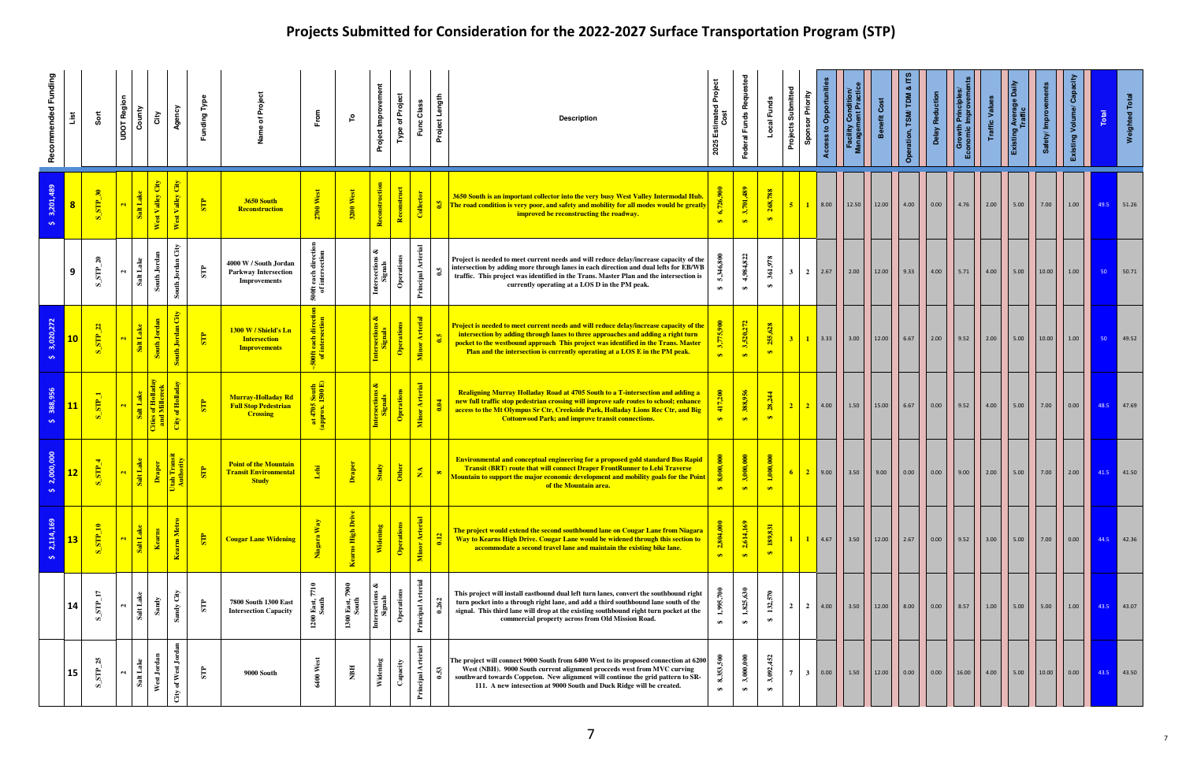# Projects Submitted for Consideration for the 2022-2027 Surface Transportation Program (STP)

| Recommended Funding | List | Sort | UDOT Region | County | City | Agency | Funding Type | Name of Project | From | To | Project Improvement | Type of Project | Func Class | Project Length | Description | 2025 Estimated Project Cost | Federal Funds Requested | Local Funds | Projects Submitted | Sponsor Priority | Access to Opportunities | Facility Condition/ Management Practice | Benefit Cost | Operation, TSM/ TDM & ITS | Delay Reduction | Growth Principles/ Economic Improvements | Traffic Values | Existing Average Daily Traffic | Safety/ Improvements | Existing Volume/ Capacity | Total | Weighted Total |
|---|---|---|---|---|---|---|---|---|---|---|---|---|---|---|---|---|---|---|---|---|---|---|---|---|---|---|---|---|---|---|---|---|
| $ 3,201,489 | 8 | S_STP_30 | 2 | Salt Lake | West Valley City | West Valley City | STP | 3650 South Reconstruction | 2700 West | 3200 West | Reconstruction | Reconstruct | Collector | 0.5 | 3650 South is an important collector into the very busy West Valley Intermodal Hub. The road condition is very poor, and safety and mobility for all modes would be greatly improved be reconstructing the roadway. | $ 6,726,900 | $ 3,701,489 | $ 268,788 | 5 | 1 | 8.00 | 12.50 | 12.00 | 4.00 | 0.00 | 4.76 | 2.00 | 5.00 | 7.00 | 1.00 | 49.5 | 51.26 |
| | 9 | S_STP_20 | 2 | Salt Lake | South Jordan | South Jordan City | STP | 4000 W / South Jordan Parkway Intersection Improvements | 500ft each direction of intersection | | Intersections & Signals | Operations | Principal Arterial | 0.5 | Project is needed to meet current needs and will reduce delay/increase capacity of the intersection by adding more through lanes in each direction and dual lefts for EB/WB traffic. This project was identified in the Trans. Master Plan and the intersection is currently operating at a LOS D in the PM peak. | $ 5,346,800 | $ 4,984,822 | $ 361,978 | 3 | 2 | 2.67 | 2.00 | 12.00 | 9.33 | 4.00 | 5.71 | 4.00 | 5.00 | 10.00 | 1.00 | 50 | 50.71 |
| $ 3,020,272 | 10 | S_STP_22 | 2 | Salt Lake | South Jordan | South Jordan City | STP | 1300 W / Shield's Ln Intersection Improvements | ~500ft each direction of intersection | | Intersections & Signals | Operations | Minor Arterial | 0.5 | Project is needed to meet current needs and will reduce delay/increase capacity of the intersection by adding through lanes to three approaches and adding a right turn pocket to the westbound approach This project was identified in the Trans. Master Plan and the intersection is currently operating at a LOS E in the PM peak. | $ 3,775,900 | $ 3,520,272 | $ 255,628 | 3 | 1 | 3.33 | 3.00 | 12.00 | 6.67 | 2.00 | 9.52 | 2.00 | 5.00 | 10.00 | 1.00 | 50 | 49.52 |
| $ 388,956 | 11 | S_STP_1 | 2 | Salt Lake | Cities of Holladay and Millcreek | City of Holladay | STP | Murray-Holladay Rd Full Stop Pedestrian Crossing | at 4705 South (approx. 1500 E) | | Intersections & Signals | Operations | Minor Arterial | 0.04 | Realigning Murray Holladay Road at 4705 South to a T-intersection and adding a new full traffic stop pedestrian crossing will improve safe routes to school; enhance access to the Mt Olympus Sr Ctr, Creekside Park, Holladay Lions Rec Ctr, and Big Cottonwood Park; and improve transit connections. | $ 417,200 | $ 388,956 | $ 28,244 | 2 | 2 | 4.00 | 1.50 | 15.00 | 6.67 | 0.00 | 9.52 | 4.00 | 5.00 | 7.00 | 0.00 | 48.5 | 47.69 |
| $ 2,000,000 | 12 | S_STP_4 | 2 | Salt Lake | Draper | Utah Transit Authority | STP | Point of the Mountain Transit Environmental Study | Lehi | Draper | Study | Other | NA | 8 | Environmental and conceptual engineering for a proposed gold standard Bus Rapid Transit (BRT) route that will connect Draper FrontRunner to Lehi Traverse Mountain to support the major economic development and mobility goals for the Point of the Mountain area. | $ 8,000,000 | $ 3,000,000 | $ 1,000,000 | 6 | 2 | 9.00 | 3.50 | 9.00 | 0.00 | 0.00 | 9.00 | 2.00 | 5.00 | 7.00 | 2.00 | 41.5 | 41.50 |
| $ 2,114,169 | 13 | S_STP_10 | 2 | Salt Lake | Kearns | Kearns Metro | STP | Cougar Lane Widening | Niagara Way | Kearns High Drive | Widening | Operations | Minor Arterial | 0.12 | The project would extend the second southbound lane on Cougar Lane from Niagara Way to Kearns High Drive. Cougar Lane would be widened through this section to accommodate a second travel lane and maintain the existing bike lane. | $ 2,804,000 | $ 2,614,169 | $ 189,831 | 1 | 1 | 4.67 | 3.50 | 12.00 | 2.67 | 0.00 | 9.52 | 3.00 | 5.00 | 7.00 | 0.00 | 44.5 | 42.36 |
| | 14 | S_STP_17 | 2 | Salt Lake | Sandy | Sandy City | STP | 7800 South 1300 East Intersection Capacity | 1200 East, 7710 South | 1300 East, 7900 South | Intersections & Signals | Operations | Principal Arterial | 0.262 | This project will install eastbound dual left turn lanes, convert the southbound right turn pocket into a through right lane, and add a third southbound lane south of the signal. This third lane will drop at the existing southbound right turn pocket at the commercial property across from Old Mission Road. | $ 1,995,700 | $ 1,825,630 | $ 132,570 | 2 | 2 | 4.00 | 3.50 | 12.00 | 8.00 | 0.00 | 8.57 | 1.00 | 5.00 | 5.00 | 1.00 | 43.5 | 43.07 |
| | 15 | S_STP_25 | 2 | Salt Lake | West Jordan | City of West Jordan | STP | 9000 South | 6400 West | NBH | Widening | Capacity | Principal Arterial | 0.53 | The project will connect 9000 South from 6400 West to its proposed connection at 6200 West (NBH). 9000 South current alignment proceeds west from MVC curving southward towards Coppeton. New alignment will continue the grid pattern to SR-111. A new intersection at 9000 South and Duck Ridge will be created. | $ 8,353,500 | $ 3,000,000 | $ 3,092,452 | 7 | 3 | 0.00 | 1.50 | 12.00 | 0.00 | 0.00 | 16.00 | 4.00 | 5.00 | 10.00 | 0.00 | 43.5 | 43.50 |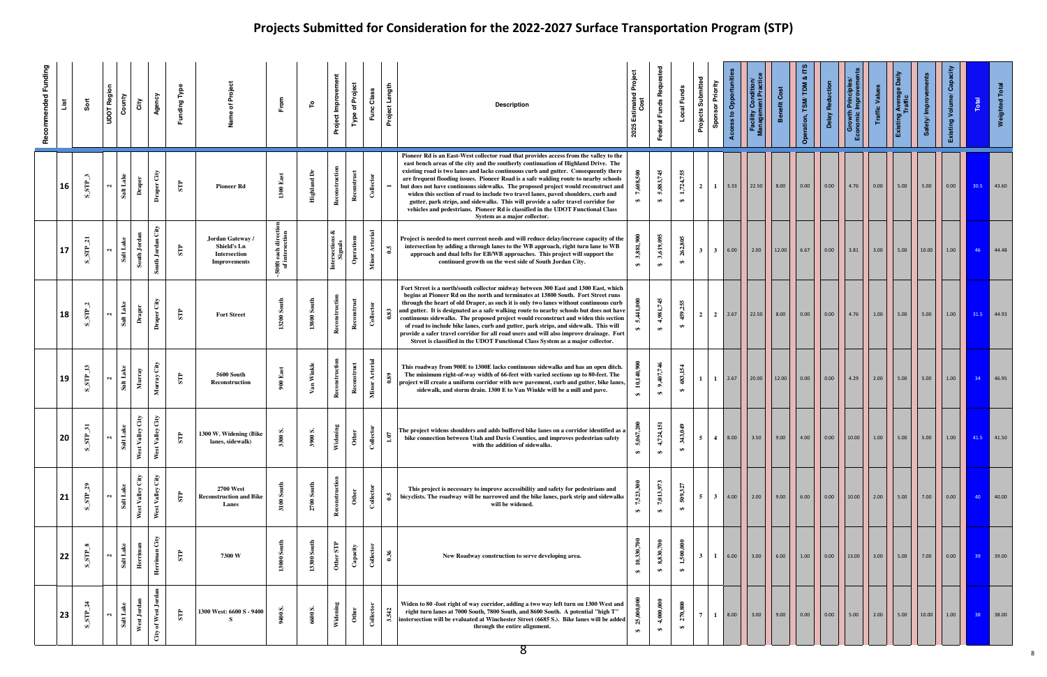# Projects Submitted for Consideration for the 2022-2027 Surface Transportation Program (STP)

| Recommended Funding | List | Sort | UDOT Region | County | City | Agency | Funding Type | Name of Project | From | To | Project Improvement | Type of Project | Func Class | Project Length | Description | 2025 Estimated Project Cost | Federal Funds Requested | Local Funds | Projects Submitted | Sponsor Priority | Access to Opportunities | Facility Condition/ Management Practice | Benefit Cost | Operation, TSM/ TDM & ITS | Delay Reduction | Growth Principles/ Economic Improvements | Traffic Values | Existing Average Daily Traffic | Safety/ Improvements | Existing Volume/ Capacity | Total | Weighted Total |
|---|---|---|---|---|---|---|---|---|---|---|---|---|---|---|---|---|---|---|---|---|---|---|---|---|---|---|---|---|---|---|---|---|
| | 16 | S_STP_3 | 2 | Salt Lake | Draper | Draper City | STP | Pioneer Rd | 1300 East | Highland Dr | Reconstruction | Reconstruct | Collector | 1 | Pioneer Rd is an East-West collector road that provides access from the valley to the east bench areas of the city and the southerly continuation of Highland Drive. The existing road is two lanes and lacks continuous curb and gutter. Consequently there are frequent flooding issues. Pioneer Road is a safe walking route to nearby schools but does not have continuous sidewalks. The proposed project would reconstruct and widen this section of road to include two travel lanes, paved shoulders, curb and gutter, park strips, and sidewalks. This will provide a safer travel corridor for vehicles and pedestrians. Pioneer Rd is classified in the UDOT Functional Class System as a major collector. | $ 7,608,500 | $ 5,883,745 | $ 1,724,755 | 2 | 1 | 3.33 | 22.50 | 8.00 | 0.00 | 0.00 | 4.76 | 0.00 | 5.00 | 5.00 | 0.00 | 30.5 | 43.60 |
| | 17 | S_STP_21 | 2 | Salt Lake | South Jordan | South Jordan City | STP | Jordan Gateway / Shield's Ln Intersection Improvements | ~500ft each direction of intersection | | Intersections & Signals | Operations | Minor Arterial | 0.5 | Project is needed to meet current needs and will reduce delay/increase capacity of the intersection by adding a through lanes to the WB approach, right turn lane to WB approach and dual lefts for EB/WB approaches. This project will support the continued growth on the west side of South Jordan City. | $ 3,881,900 | $ 3,619,095 | $ 262,805 | 3 | 3 | 6.00 | 2.00 | 12.00 | 6.67 | 0.00 | 3.81 | 3.00 | 5.00 | 10.00 | 1.00 | 46 | 44.48 |
| | 18 | S_STP_2 | 2 | Salt Lake | Draper | Draper City | STP | Fort Street | 13200 South | 13800 South | Reconstruction | Reconstruct | Collector | 0.83 | Fort Street is a north/south collector midway between 300 East and 1300 East, which begins at Pioneer Rd on the north and terminates at 13800 South. Fort Street runs through the heart of old Draper, as such it is only two lanes without continuous curb and gutter. It is designated as a safe walking route to nearby schools but does not have continuous sidewalks. The proposed project would reconstruct and widen this section of road to include bike lanes, curb and gutter, park strips, and sidewalk. This will provide a safer travel corridor for all road users and will also improve drainage. Fort Street is classified in the UDOT Functional Class System as a major collector. | $ 5,441,000 | $ 4,981,745 | $ 459,255 | 2 | 2 | 2.67 | 22.50 | 8.00 | 0.00 | 0.00 | 4.76 | 1.00 | 5.00 | 5.00 | 1.00 | 31.5 | 44.93 |
| | 19 | S_STP_13 | 2 | Salt Lake | Murray | Murray City | STP | 5600 South Reconstruction | 900 East | Van Winkle | Reconstruction | Reconstruct | Minor Arterial | 0.89 | This roadway from 900E to 1300E lacks continuous sidewalks and has an open ditch. The minimum right-of-way width of 66-feet with varied sections up to 80-feet. The project will create a uniform corridor with new pavement, curb and gutter, bike lanes, sidewalk, and storm drain. 1300 E to Van Winkle will be a mill and pave. | $ 10,140,900 | $ 9,457,746 | $ 683,154 | 1 | 1 | 2.67 | 20.00 | 12.00 | 0.00 | 0.00 | 4.29 | 2.00 | 5.00 | 5.00 | 1.00 | 34 | 46.95 |
| | 20 | S_STP_31 | 2 | Salt Lake | West Valley City | West Valley City | STP | 1300 W. Widening (Bike lanes, sidewalk) | 3300 S. | 3900 S. | Widening | Other | Collector | 1.07 | The project widens shoulders and adds buffered bike lanes on a corridor identified as a bike connection between Utah and Davis Counties, and improves pedestrian safety with the addition of sidewalks. | $ 5,067,200 | $ 4,724,151 | $ 343,049 | 5 | 4 | 8.00 | 3.50 | 9.00 | 4.00 | 0.00 | 10.00 | 1.00 | 5.00 | 5.00 | 1.00 | 41.5 | 41.50 |
| | 21 | S_STP_29 | 2 | Salt Lake | West Valley City | West Valley City | STP | 2700 West Reconstruction and Bike Lanes | 3100 South | 2700 South | Reconstruction | Other | Collector | 0.5 | This project is necessary to improve accessibility and safety for pedestrians and bicyclists. The roadway will be narrowed and the bike lanes, park strip and sidewalks will be widened. | $ 7,523,300 | $ 7,013,973 | $ 509,327 | 5 | 3 | 4.00 | 2.00 | 9.00 | 6.00 | 0.00 | 10.00 | 2.00 | 5.00 | 7.00 | 0.00 | 40 | 40.00 |
| | 22 | S_STP_8 | 2 | Salt Lake | Herriman | Herriman City | STP | 7300 W | 13000 South | 13300 South | Other STP | Capacity | Collector | 0.36 | New Roadway construction to serve developing area. | $ 10,330,700 | $ 8,830,700 | $ 1,500,000 | 3 | 1 | 6.00 | 3.00 | 6.00 | 1.00 | 0.00 | 13.00 | 3.00 | 5.00 | 7.00 | 0.00 | 39 | 39.00 |
| | 23 | S_STP_24 | 2 | Salt Lake | West Jordan | City of West Jordan | STP | 1300 West: 6600 S - 9400 S | 9400 S. | 6600 S. | Widening | Other | Collector | 3.542 | Widen to 80 -foot right of way corridor, adding a two way left turn on 1300 West and right turn lanes at 7000 South, 7800 South, and 8600 South. A potential "high T" instersection will be evaluated at Winchester Street (6685 S.). Bike lanes will be added through the entire alignment. | $ 25,000,000 | $ 4,000,000 | $ 270,800 | 7 | 1 | 8.00 | 3.00 | 9.00 | 0.00 | 0.00 | 5.00 | 2.00 | 5.00 | 10.00 | 1.00 | 38 | 38.00 |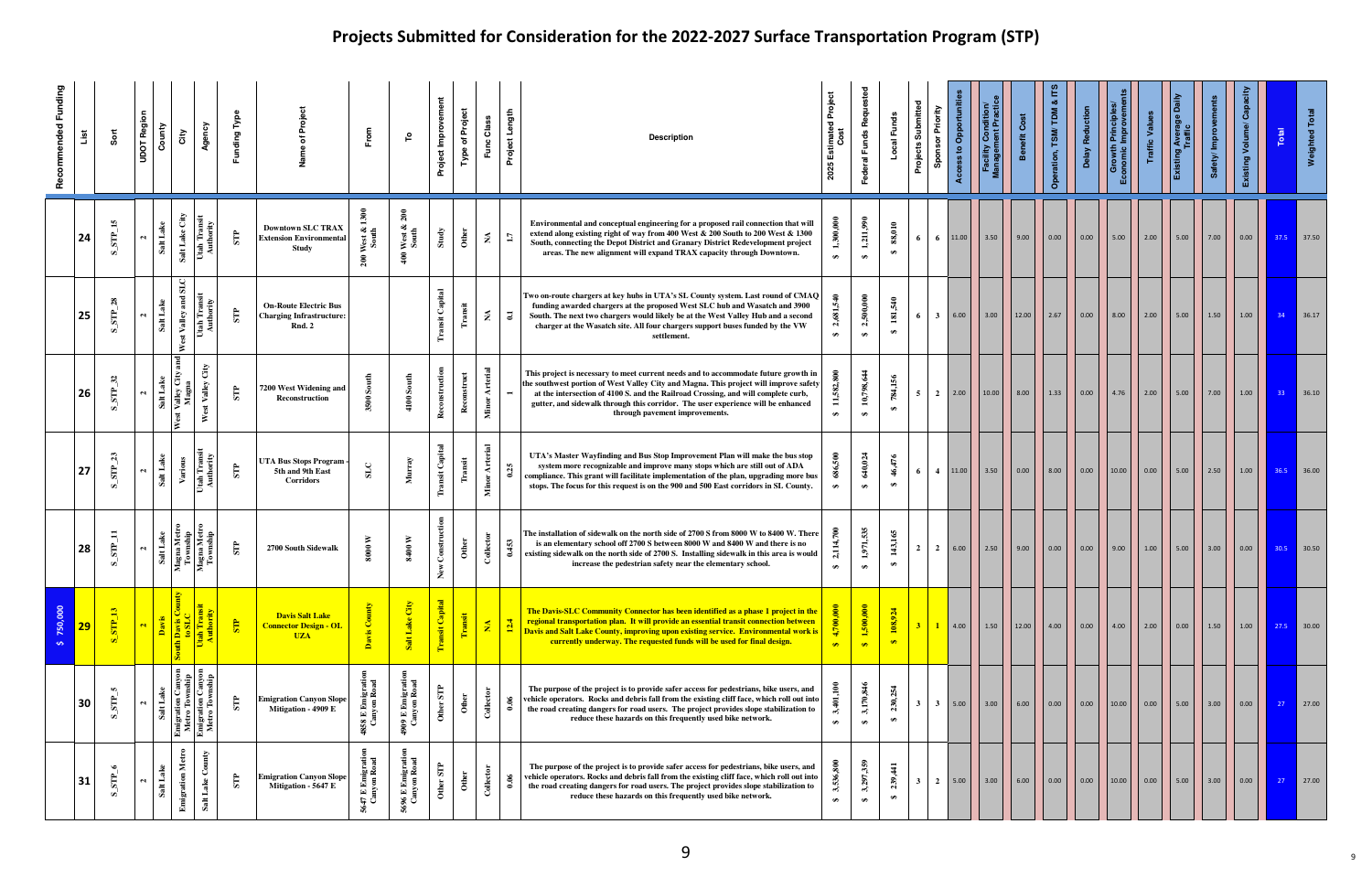# Projects Submitted for Consideration for the 2022-2027 Surface Transportation Program (STP)

| Recommended Funding | List | Sort | UDOT Region | County | City | Agency | Funding Type | Name of Project | From | To | Project Improvement | Type of Project | Func Class | Project Length | Description | 2025 Estimated Project Cost | Federal Funds Requested | Local Funds | Projects Submitted | Sponsor Priority | Access to Opportunities | Facility Condition/ Management Practice | Benefit Cost | Operation, TSM/ TDM & ITS | Delay Reduction | Growth Principles/ Economic Improvements | Traffic Values | Existing Average Daily Traffic | Safety/ Improvements | Existing Volume/ Capacity | Total | Weighted Total |
|---|---|---|---|---|---|---|---|---|---|---|---|---|---|---|---|---|---|---|---|---|---|---|---|---|---|---|---|---|---|---|---|---|
| | 24 | S_STP_15 | 2 | Salt Lake | Salt Lake City | Utah Transit Authority | STP | Downtown SLC TRAX Extension Environmental Study | 200 West & 1300 South | 400 West & 200 South | Study | Other | NA | 1.7 | Environmental and conceptual engineering for a proposed rail connection that will extend along existing right of way from 400 West & 200 South to 200 West & 1300 South, connecting the Depot District and Granary District Redevelopment project areas. The new alignment will expand TRAX capacity through Downtown. | $ 1,300,000 | $ 1,211,990 | $ 88,010 | 6 | 6 | 11.00 | 3.50 | 9.00 | 0.00 | 0.00 | 5.00 | 2.00 | 5.00 | 7.00 | 0.00 | 37.5 | 37.50 |
| | 25 | S_STP_28 | 2 | Salt Lake | West Valley and SLC | Utah Transit Authority | STP | On-Route Electric Bus Charging Infrastructure: Rnd. 2 | | | Transit Capital | Transit | NA | 0.1 | Two on-route chargers at key hubs in UTA's SL County system. Last round of CMAQ funding awarded chargers at the proposed West SLC hub and Wasatch and 3900 South. The next two chargers would likely be at the West Valley Hub and a second charger at the Wasatch site. All four chargers support buses funded by the VW settlement. | $ 2,681,540 | $ 2,500,000 | $ 181,540 | 6 | 3 | 6.00 | 3.00 | 12.00 | 2.67 | 0.00 | 8.00 | 2.00 | 5.00 | 1.50 | 1.00 | 34 | 36.17 |
| | 26 | S_STP_32 | 2 | Salt Lake | West Valley City and Magna | West Valley City | STP | 7200 West Widening and Reconstruction | 3500 South | 4100 South | Reconstruction | Reconstruct | Minor Arterial | 1 | This project is necessary to meet current needs and to accommodate future growth in the southwest portion of West Valley City and Magna. This project will improve safety at the intersection of 4100 S. and the Railroad Crossing, and will complete curb, gutter, and sidewalk through this corridor. The user experience will be enhanced through pavement improvements. | $ 11,582,800 | $ 10,798,644 | $ 784,156 | 5 | 2 | 2.00 | 10.00 | 8.00 | 1.33 | 0.00 | 4.76 | 2.00 | 5.00 | 7.00 | 1.00 | 33 | 36.10 |
| | 27 | S_STP_23 | 2 | Salt Lake | Various | Utah Transit Authority | STP | UTA Bus Stops Program - 5th and 9th East Corridors | SLC | Murray | Transit Capital | Transit | Minor Arterial | 0.25 | UTA's Master Wayfinding and Bus Stop Improvement Plan will make the bus stop system more recognizable and improve many stops which are still out of ADA compliance. This grant will facilitate implementation of the plan, upgrading more bus stops. The focus for this request is on the 900 and 500 East corridors in SL County. | $ 686,500 | $ 640,024 | $ 46,476 | 6 | 4 | 11.00 | 3.50 | 0.00 | 8.00 | 0.00 | 10.00 | 0.00 | 5.00 | 2.50 | 1.00 | 36.5 | 36.00 |
| | 28 | S_STP_11 | 2 | Salt Lake | Magna Metro Township | Magna Metro Township | STP | 2700 South Sidewalk | 8000 W | 8400 W | New Construction | Other | Collector | 0.453 | The installation of sidewalk on the north side of 2700 S from 8000 W to 8400 W. There is an elementary school off 2700 S between 8000 W and 8400 W and there is no existing sidewalk on the north side of 2700 S. Installing sidewalk in this area is would increase the pedestrian safety near the elementary school. | $ 2,114,700 | $ 1,971,535 | $ 143,165 | 2 | 2 | 6.00 | 2.50 | 9.00 | 0.00 | 0.00 | 9.00 | 1.00 | 5.00 | 3.00 | 0.00 | 30.5 | 30.50 |
| $ 750,000 | 29 | S_STP_13 | 2 | Davis | South Davis County to SLC | Utah Transit Authority | STP | Davis Salt Lake Connector Design - OL UZA | Davis County | Salt Lake City | Transit Capital | Transit | NA | 12.4 | The Davis-SLC Community Connector has been identified as a phase 1 project in the regional transportation plan. It will provide an essential transit connection between Davis and Salt Lake County, improving upon existing service. Environmental work is currently underway. The requested funds will be used for final design. | $ 4,700,000 | $ 1,500,000 | $ 108,924 | 3 | 1 | 4.00 | 1.50 | 12.00 | 4.00 | 0.00 | 4.00 | 2.00 | 0.00 | 1.50 | 1.00 | 27.5 | 30.00 |
| | 30 | S_STP_5 | 2 | Salt Lake | Emigration Canyon Metro Township | Emigration Canyon Metro Township | STP | Emigration Canyon Slope Mitigation - 4909 E | 4858 E Emigration Canyon Road | 4909 E Emigration Canyon Road | Other STP | Other | Collector | 0.06 | The purpose of the project is to provide safer access for pedestrians, bike users, and vehicle operators. Rocks and debris fall from the existing cliff face, which roll out into the road creating dangers for road users. The project provides slope stabilization to reduce these hazards on this frequently used bike network. | $ 3,401,100 | $ 3,170,846 | $ 230,254 | 3 | 3 | 5.00 | 3.00 | 6.00 | 0.00 | 0.00 | 10.00 | 0.00 | 5.00 | 3.00 | 0.00 | 27 | 27.00 |
| | 31 | S_STP_6 | 2 | Salt Lake | Emigration Metro | Salt Lake County | STP | Emigration Canyon Slope Mitigation - 5647 E | 5647 E Emigration Canyon Road | 5696 E Emigration Canyon Road | Other STP | Other | Collector | 0.06 | The purpose of the project is to provide safer access for pedestrians, bike users, and vehicle operators. Rocks and debris fall from the existing cliff face, which roll out into the road creating dangers for road users. The project provides slope stabilization to reduce these hazards on this frequently used bike network. | $ 3,536,800 | $ 3,297,359 | $ 239,441 | 3 | 2 | 5.00 | 3.00 | 6.00 | 0.00 | 0.00 | 10.00 | 0.00 | 5.00 | 3.00 | 0.00 | 27 | 27.00 |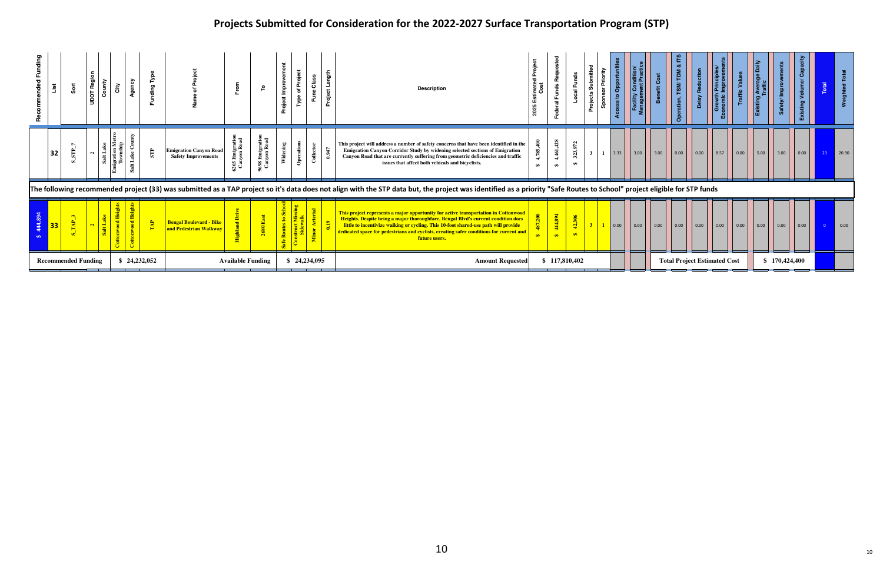# Projects Submitted for Consideration for the 2022-2027 Surface Transportation Program (STP)

| Recommended Funding | List | Sort | UDOT Region | County | City | Agency | Funding Type | Name of Project | From | To | Project Improvement | Type of Project | Func Class | Project Length | Description | 2025 Estimated Project Cost | Federal Funds Requested | Local Funds | Projects Submitted | Sponsor Priority | Access to Opportunities | Facility Condition/ Management Practice | Benefit Cost | Operation, TSM/ TDM & ITS | Delay Reduction | Growth Principles/ Economic Improvements | Traffic Values | Existing Average Daily Traffic | Safety/ Improvements | Existing Volume/ Capacity | Total | Weighted Total |
|---|---|---|---|---|---|---|---|---|---|---|---|---|---|---|---|---|---|---|---|---|---|---|---|---|---|---|---|---|---|---|---|---|
| | 32 | S_STP_7 | 2 | Salt Lake | Emigration Metro Township | Salt Lake County | STP | Emigration Canyon Road Safety Improvements | 6265 Emigration Canyon Road | 9698 Emigration Canyon Road | Widening | Operations | Collector | 0.947 | This project will address a number of safety concerns that have been identified in the Emigration Canyon Corridor Study by widening selected sections of Emigration Canyon Road that are currently suffering from geometric deficiencies and traffic issues that affect both vehicals and bicyclists. | $ 4,785,400 | $ 4,461,428 | $ 323,972 | 3 | 1 | 3.33 | 3.00 | 3.00 | 0.00 | 0.00 | 8.57 | 0.00 | 5.00 | 3.00 | 0.00 | 23 | 20.90 |

The following recommended project (33) was submitted as a TAP project so it's data does not align with the STP data but, the project was identified as a priority "Safe Routes to School" project eligible for STP funds

| Recommended Funding | List | Sort | UDOT Region | County | City | Agency | Funding Type | Name of Project | From | To | Project Improvement | Type of Project | Func Class | Project Length | Description | 2025 Estimated Project Cost | Federal Funds Requested | Local Funds | Projects Submitted | Sponsor Priority | Access to Opportunities | Facility Condition/ Management Practice | Benefit Cost | Operation, TSM/ TDM & ITS | Delay Reduction | Growth Principles/ Economic Improvements | Traffic Values | Existing Average Daily Traffic | Safety/ Improvements | Existing Volume/ Capacity | Total | Weighted Total |
|---|---|---|---|---|---|---|---|---|---|---|---|---|---|---|---|---|---|---|---|---|---|---|---|---|---|---|---|---|---|---|---|---|
| $ 444,894 | 33 | S_TAP_3 | 2 | Salt Lake | Cottonwood Heights | Cottonwood Heights | TAP | Bengal Boulevard - Bike and Pedestrian Walkway | Highland Drive | 2680 East | Safe Routes to School | Construct Missing Sidewalk | Minor Arterial | 0.19 | This project represents a major opportunity for active transportation in Cottonwood Heights. Despite being a major thoroughfare, Bengal Blvd's current condition does little to incentivize walking or cycling. This 10-foot shared-use path will provide dedicated space for pedestrians and cyclists, creating safer conditions for current and future users. | $ 487,200 | $ 444,894 | $ 42,306 | 3 | 1 | 0.00 | 0.00 | 0.00 | 0.00 | 0.00 | 0.00 | 0.00 | 0.00 | 0.00 | 0.00 | 0 | 0.00 |

| Recommended Funding | $ 24,232,052 | Available Funding | $ 24,234,095 | Amount Requested | $ 117,810,402 | Total Project Estimated Cost | $ 170,424,400 |
|---|---|---|---|---|---|---|---|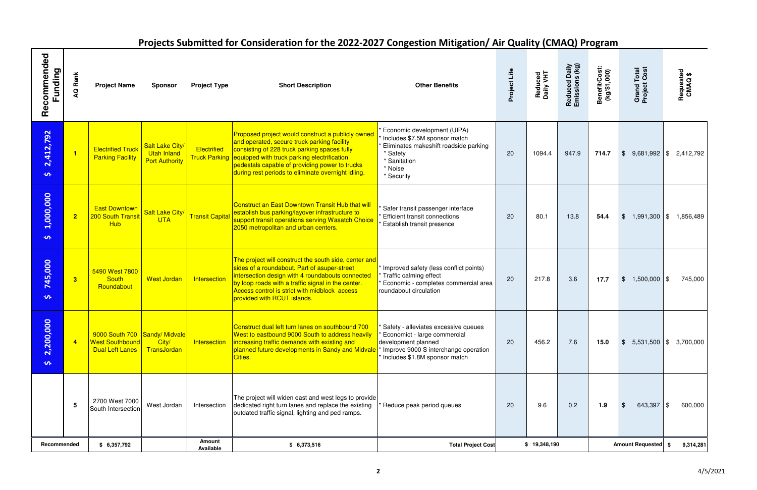## Projects Submitted for Consideration for the 2022-2027 Congestion Mitigation/ Air Quality (CMAQ) Program

| Recommended Funding | AQ Rank | Project Name | Sponsor | Project Type | Short Description | Other Benefits | Project Life | Reduced Daily VHT | Reduced Daily Emissions (kg) | Benefit/Cost: (kg/$1,000) | Grand Total Project Cost | Requested CMAQ $ |
|---|---|---|---|---|---|---|---|---|---|---|---|---|
| $ 2,412,792 | 1 | Electrified Truck Parking Facility | Salt Lake City/ Utah Inland Port Authority | Electrified Truck Parking | Proposed project would construct a publicly owned and operated, secure truck parking facility consisting of 228 truck parking spaces fully equipped with truck parking electrification pedestals capable of providing power to trucks during rest periods to eliminate overnight idling. | * Economic development (UIPA) * Includes $7.5M sponsor match * Eliminates makeshift roadside parking * Safety * Sanitation * Noise * Security | 20 | 1094.4 | 947.9 | 714.7 | $ 9,681,992 | $ 2,412,792 |
| $ 1,000,000 | 2 | East Downtown 200 South Transit Hub | Salt Lake City/ UTA | Transit Capital | Construct an East Downtown Transit Hub that will establish bus parking/layover infrastructure to support transit operations serving Wasatch Choice 2050 metropolitan and urban centers. | * Safer transit passenger interface * Efficient transit connections * Establish transit presence | 20 | 80.1 | 13.8 | 54.4 | $ 1,991,300 | $ 1,856,489 |
| $ 745,000 | 3 | 5490 West 7800 South Roundabout | West Jordan | Intersection | The project will construct the south side, center and sides of a roundabout. Part of asuper-street intersection design with 4 roundabouts connected by loop roads with a traffic signal in the center. Access control is strict with midblock access provided with RCUT islands. | * Improved safety (less conflict points) * Traffic calming effect * Economic - completes commercial area roundabout circulation | 20 | 217.8 | 3.6 | 17.7 | $ 1,500,000 | $ 745,000 |
| $ 2,200,000 | 4 | 9000 South 700 West Southbound Dual Left Lanes | Sandy/ Midvale City/ TransJordan | Intersection | Construct dual left turn lanes on southbound 700 West to eastbound 9000 South to address heavily increasing traffic demands with existing and planned future developments in Sandy and Midvale Cities. | * Safety - alleviates excessive queues * Economict - large commercial development planned * Improve 9000 S interchange operation * Includes $1.8M sponsor match | 20 | 456.2 | 7.6 | 15.0 | $ 5,531,500 | $ 3,700,000 |
| | 5 | 2700 West 7000 South Intersection | West Jordan | Intersection | The project will widen east and west legs to provide dedicated right turn lanes and replace the existing outdated traffic signal, lighting and ped ramps. | * Reduce peak period queues | 20 | 9.6 | 0.2 | 1.9 | $ 643,397 | $ 600,000 |
| Recommended | | $ 6,357,792 | | Amount Available | $ 6,373,516 | Total Project Cost | | $ 19,348,190 | | | Amount Requested | $ 9,314,281 |

4/5/2021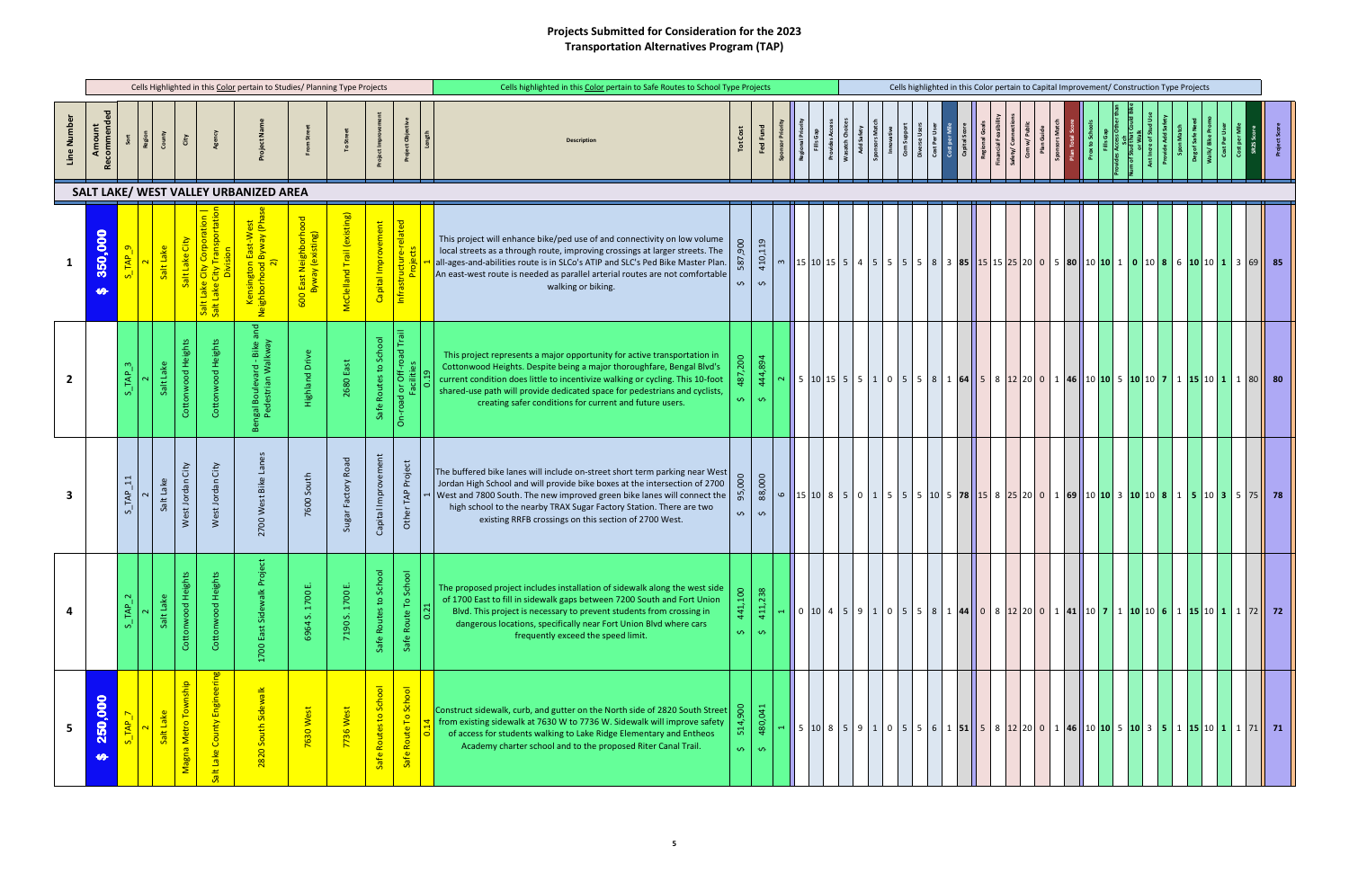# Projects Submitted for Consideration for the 2023 Transportation Alternatives Program (TAP)

Cells Highlighted in this Color pertain to Studies/ Planning Type Projects

Cells highlighted in this Color pertain to Safe Routes to School Type Projects

Cells highlighted in this Color pertain to Capital Improvement/ Construction Type Projects

## SALT LAKE/ WEST VALLEY URBANIZED AREA

| Line Number | Amount Recommended | Sort | Region | County | City | Agency | Project Name | From Street | To Street | Project Improvement | Project Objective | Length | Description | Tot Cost | Fed Fund | Sponsor Priority | Regional Priority | Fills Gap | Provides Access | Wasatch Choices | Add Safety | Sponsors Match | Innovative | Com Support | Diverse Users | Cost Per User | Cost per Mile | Capital Score | Regional Goals | Financial Feasibility | Safety/ Connections | Com w/ Public | Plan Guide | Sponsors Match | Plan Total Score | Prox to Schools | Fills Gap | Provides Access Other than Sch | Num of Stud that Could Bike or Walk | Ant Incre of Stud Use | Provide Add Safety | Spon Match | Deg of Safe Need | Walk/ Bike Promo | Cost Per User | Cost per Mile | SRTS Score | Project Score |
|---|---|---|---|---|---|---|---|---|---|---|---|---|---|---|---|---|---|---|---|---|---|---|---|---|---|---|---|---|---|---|---|---|---|---|---|---|---|---|---|---|---|---|---|---|---|---|---|---|
| 1 | $ 350,000 | S_TAP_9 | 2 | Salt Lake | Salt Lake City | Salt Lake City Corporation \| Salt Lake City Transportation Division | Kensington East-West Neighborhood Byway (Phase 2) | 600 East Neighborhood Byway (existing) | McClelland Trail (existing) | Capital Improvement | Infrastructure-related Projects | 1 | This project will enhance bike/ped use of and connectivity on low volume local streets as a through route, improving crossings at larger streets. The all-ages-and-abilities route is in SLCo's ATIP and SLC's Ped Bike Master Plan. An east-west route is needed as parallel arterial routes are not comfortable walking or biking. | $ 587,900 | $ 410,119 | 3 | 15 | 10 | 15 | 5 | 4 | 5 | 5 | 5 | 5 | 8 | 3 | 85 | 15 | 15 | 25 | 20 | 0 | 5 | 80 | 10 | 10 | 1 | 0 | 10 | 8 | 6 | 10 | 10 | 1 | 3 | 69 | 85 |
| 2 | | S_TAP_3 | 2 | Salt Lake | Cottonwood Heights | Cottonwood Heights | Bengal Boulevard - Bike and Pedestrian Walkway | Highland Drive | 2680 East | Safe Routes to School | On-road or Off-road Trail Facilities | 0.19 | This project represents a major opportunity for active transportation in Cottonwood Heights. Despite being a major thoroughfare, Bengal Blvd's current condition does little to incentivize walking or cycling. This 10-foot shared-use path will provide dedicated space for pedestrians and cyclists, creating safer conditions for current and future users. | $ 487,200 | $ 444,894 | 2 | 5 | 10 | 15 | 5 | 5 | 1 | 0 | 5 | 5 | 8 | 1 | 64 | 5 | 8 | 12 | 20 | 0 | 1 | 46 | 10 | 10 | 5 | 10 | 10 | 7 | 1 | 15 | 10 | 1 | 1 | 80 | 80 |
| 3 | | S_TAP_11 | 2 | Salt Lake | West Jordan City | West Jordan City | 2700 West Bike Lanes | 7600 South | Sugar Factory Road | Capital Improvement | Other TAP Project | 1 | The buffered bike lanes will include on-street short term parking near West Jordan High School and will provide bike boxes at the intersection of 2700 West and 7800 South. The new improved green bike lanes will connect the high school to the nearby TRAX Sugar Factory Station. There are two existing RRFB crossings on this section of 2700 West. | $ 95,000 | $ 88,000 | 6 | 15 | 10 | 8 | 5 | 0 | 1 | 5 | 5 | 5 | 10 | 5 | 78 | 15 | 8 | 25 | 20 | 0 | 1 | 69 | 10 | 10 | 3 | 10 | 10 | 8 | 1 | 5 | 10 | 3 | 5 | 75 | 78 |
| 4 | | S_TAP_2 | 2 | Salt Lake | Cottonwood Heights | Cottonwood Heights | 1700 East Sidewalk Project | 6964 S. 1700 E. | 7190 S. 1700 E. | Safe Routes to School | Safe Route To School | 0.21 | The proposed project includes installation of sidewalk along the west side of 1700 East to fill in sidewalk gaps between 7200 South and Fort Union Blvd. This project is necessary to prevent students from crossing in dangerous locations, specifically near Fort Union Blvd where cars frequently exceed the speed limit. | $ 441,100 | $ 411,238 | 1 | 0 | 10 | 4 | 5 | 9 | 1 | 0 | 5 | 5 | 8 | 1 | 44 | 0 | 8 | 12 | 20 | 0 | 1 | 41 | 10 | 7 | 1 | 10 | 10 | 6 | 1 | 15 | 10 | 1 | 1 | 72 | 72 |
| 5 | $ 250,000 | S_TAP_7 | 2 | Salt Lake | Magna Metro Township | Salt Lake County Engineering | 2820 South Sidewalk | 7630 West | 7736 West | Safe Routes to School | Safe Route To School | 0.14 | Construct sidewalk, curb, and gutter on the North side of 2820 South Street from existing sidewalk at 7630 W to 7736 W. Sidewalk will improve safety of access for students walking to Lake Ridge Elementary and Entheos Academy charter school and to the proposed Riter Canal Trail. | $ 514,900 | $ 480,041 | 1 | 5 | 10 | 8 | 5 | 9 | 1 | 0 | 5 | 5 | 6 | 1 | 51 | 5 | 8 | 12 | 20 | 0 | 1 | 46 | 10 | 10 | 5 | 10 | 3 | 5 | 1 | 15 | 10 | 1 | 1 | 71 | 71 |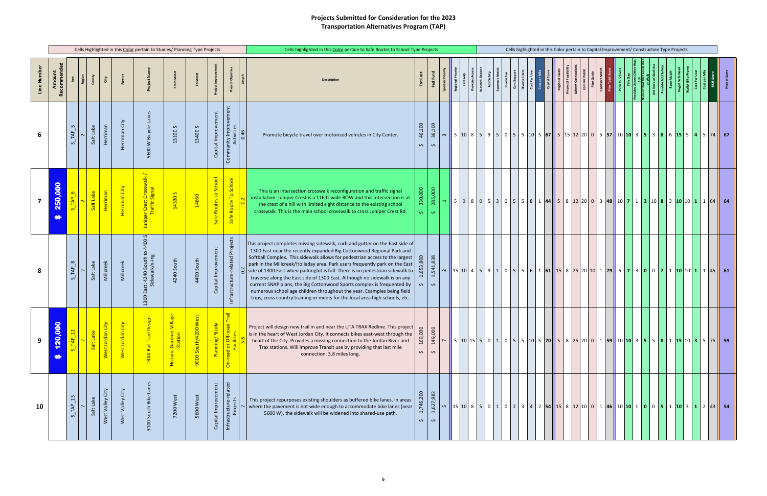# Projects Submitted for Consideration for the 2023 Transportation Alternatives Program (TAP)

Cells Highlighted in this Color pertain to Studies/ Planning Type Projects

Cells highlighted in this Color pertain to Safe Routes to School Type Projects

Cells highlighted in this Color pertain to Capital Improvement/ Construction Type Projects

| Line Number | Amount Recommended | Sort | Region | County | City | Agency | Project Name | From Street | To Street | Project Improvement | Project Objective | Length | Description | Tot Cost | Fed Fund | Sponsor Priority | Regional Priority | Fills Gap | Provides Access | Wasatch Choices | Add Safety | Sponsors Match | Innovative | Com Support | Diverse Users | Cost Per User | Cost per Mile | Capital Score | Regional Goals | Financial Feasibility | Safety/ Connections | Com w/ Public | Plan Guide | Sponsors Match | Plan Total Score | Prox to Schools | Fills Gap | Provides Access Other than Sch | Num of Stud that Could Bike or Walk | Ant Incre of Stud Use | Provide Add Safety | Spon Match | Deg of Safe Need | Walk/ Bike Promo | Cost Per User | Cost per Mile | SR2S Score | Project Score |
|---|---|---|---|---|---|---|---|---|---|---|---|---|---|---|---|---|---|---|---|---|---|---|---|---|---|---|---|---|---|---|---|---|---|---|---|---|---|---|---|---|---|---|---|---|---|---|---|---|
| 6 | | S_TAP_5 | 2 | Salt Lake | Herriman | Herriman City | 5600 W Bicycle Lanes | 13100 S | 13400 S | Capital Improvement | Community Improvement Activities | 0.46 | Promote bicycle travel over motorized vehicles in City Center. | $ 46,100 | $ 36,100 | 3 | 5 | 10 | 8 | 5 | 9 | 5 | 0 | 5 | 5 | 10 | 5 | 67 | 5 | 15 | 12 | 20 | 0 | 5 | 57 | 10 | 10 | 3 | 5 | 3 | 8 | 6 | 15 | 5 | 4 | 5 | 74 | 67 |
| 7 | $ 250,000 | S_TAP_6 | 2 | Salt Lake | Herriman | Herriman City | Juniper Crest Crosswalk / Traffic Signal | 14530 S | 14660 | Safe Routes to School | Safe Route To School | 0.2 | This is an intersection crosswalk reconfiguration and traffic signal installation. Juniper Crest is a 116 ft wide ROW and this intersection is at the crest of a hill with limited sight distance to the existing school crosswalk. This is the main school crosswalk to cross Juniper Crest Rd. | $ 330,000 | $ 285,000 | 1 | 5 | 0 | 8 | 0 | 5 | 3 | 0 | 5 | 5 | 8 | 1 | 44 | 5 | 8 | 12 | 20 | 0 | 3 | 48 | 10 | 7 | 1 | 3 | 10 | 8 | 3 | 10 | 10 | 1 | 1 | 64 | 64 |
| 8 | | S_TAP_8 | 2 | Salt Lake | Millcreek | Millcreek | 1300 East: 4240 South to 4400 S Sidewalk/x-ing | 4240 South | 4400 South | Capital Improvement | Infrastructure-related Projects | 0.2 | This project completes missing sidewalk, curb and gutter on the East side of 1300 East near the recently expanded Big Cottonwood Regional Park and Softball Complex. This sidewalk allows for pedestrian access to the largest park in the Millcreek/Holladay area. Park users frequently park on the East side of 1300 East when parkinglot is full. There is no pedestrian sidewalk to traverse along the East side of 1300 East. Although no sidewalk is on any current SNAP plans, the Big Cottonwood Sports complex is frequented by numerous school age children throughout the year. Examples being field trips, cross country training or meets for the local area high schools, etc. | $ 1,653,800 | $ 1,541,838 | 2 | 15 | 10 | 4 | 5 | 9 | 1 | 0 | 5 | 5 | 6 | 1 | 61 | 15 | 8 | 25 | 20 | 10 | 1 | 79 | 5 | 7 | 3 | 0 | 0 | 7 | 1 | 10 | 10 | 1 | 1 | 45 | 61 |
| 9 | $ 120,000 | S_TAP_12 | 2 | Salt Lake | West Jordan City | West Jordan City | TRAX Rail Trail Design | Historic Gardner Village Station | 9000 South/4200 West | Planning/ Study | On-road or Off-road Trail Facilities | 3.8 | Project will design new trail in and near the UTA TRAX Redline. This project is in the heart of West Jordan City. It connects bikes east-west through the heart of the City. Provides a missing connection to the Jordan River and Trax stations. Will improve Transit use by providing that last mile connection. 3.8 miles long. | $ 160,000 | $ 149,000 | 7 | 5 | 10 | 15 | 5 | 0 | 1 | 0 | 5 | 5 | 10 | 5 | 70 | 5 | 8 | 25 | 20 | 0 | 1 | 59 | 10 | 10 | 3 | 5 | 5 | 8 | 1 | 15 | 10 | 3 | 5 | 75 | 59 |
| 10 | | S_TAP_13 | 2 | Salt Lake | West Valley City | West Valley City | 3100 South Bike Lanes | 7200 West | 5600 West | Capital Improvement | Infrastructure-related Projects | 2 | This project repurposes existing shoulders as buffered bike lanes. In areas where the pavement is not wide enough to accommodate bike lanes (near 5600 W), the sidewalk will be widened into shared-use path. | $ 1,746,200 | $ 1,627,982 | 5 | 15 | 10 | 8 | 5 | 0 | 1 | 0 | 2 | 3 | 4 | 2 | 54 | 15 | 8 | 12 | 10 | 0 | 1 | 46 | 10 | 10 | 1 | 0 | 0 | 5 | 1 | 10 | 3 | 1 | 2 | 43 | 54 |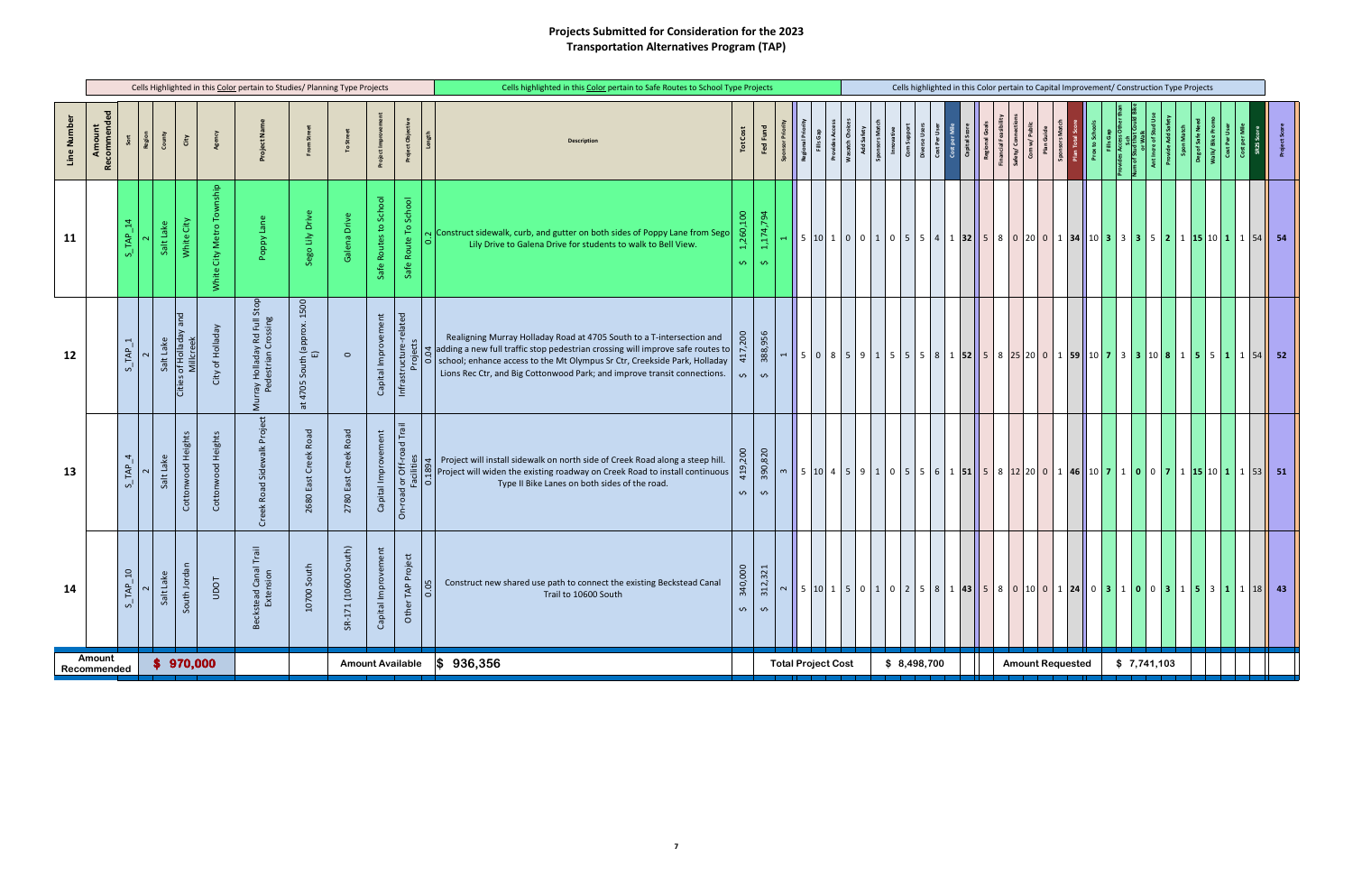# Projects Submitted for Consideration for the 2023 Transportation Alternatives Program (TAP)

Cells Highlighted in this Color pertain to Studies/ Planning Type Projects

Cells highlighted in this Color pertain to Safe Routes to School Type Projects

Cells highlighted in this Color pertain to Capital Improvement/ Construction Type Projects

| Line Number | Amount Recommended | Sort | Region | County | City | Agency | Project Name | From Street | To Street | Project Improvement | Project Objective | Length | Description | Tot Cost | Fed Fund | Sponsor Priority | Regional Priority | Fills Gap | Provides Access | Wasatch Choices | Add Safety | Sponsors Match | Innovative | Com Support | Diverse Users | Cost Per User | Cost per Mile | Capital Score | Regional Goals | Financial Feasibility | Safety/ Connections | Com w/ Public | Plan Guide | Sponsors Match | Plan Total Score | Prox to Schools | Fills Gap | Provides Access Other than Sch | Num of Stud that Could Bike or Walk | Ant Incre of Stud Use | Provide Add Safety | Spon Match | Deg of Safe Need | Walk/ Bike Promo | Cost Per User | Cost per Mile | SR2S Score | Project Score |
|---|---|---|---|---|---|---|---|---|---|---|---|---|---|---|---|---|---|---|---|---|---|---|---|---|---|---|---|---|---|---|---|---|---|---|---|---|---|---|---|---|---|---|---|---|---|---|---|---|
| 11 | | S_TAP_14 | 2 | Salt Lake | White City | White City Metro Township | Poppy Lane | Sego Lily Drive | Galena Drive | Safe Routes to School | Safe Route To School | 0.2 | Construct sidewalk, curb, and gutter on both sides of Poppy Lane from Sego Lily Drive to Galena Drive for students to walk to Bell View. | $ 1,260,100 | $ 1,174,794 | 1 | 5 | 10 | 1 | 0 | 0 | 1 | 0 | 5 | 5 | 4 | 1 | 32 | 5 | 8 | 0 | 20 | 0 | 1 | 34 | 10 | 3 | 3 | 3 | 5 | 2 | 1 | 15 | 10 | 1 | 1 | 54 | 54 |
| 12 | | S_TAP_1 | 2 | Salt Lake | Cities of Holladay and Millcreek | City of Holladay | Murray Holladay Rd Full Stop Pedestrian Crossing | at 4705 South (approx. 1500 E) | 0 | Capital Improvement | Infrastructure-related Projects | 0.04 | Realigning Murray Holladay Road at 4705 South to a T-intersection and adding a new full traffic stop pedestrian crossing will improve safe routes to school; enhance access to the Mt Olympus Sr Ctr, Creekside Park, Holladay Lions Rec Ctr, and Big Cottonwood Park; and improve transit connections. | $ 417,200 | $ 388,956 | 1 | 5 | 0 | 8 | 5 | 9 | 1 | 5 | 5 | 5 | 8 | 1 | 52 | 5 | 8 | 25 | 20 | 0 | 1 | 59 | 10 | 7 | 3 | 3 | 10 | 8 | 1 | 5 | 5 | 1 | 1 | 54 | 52 |
| 13 | | S_TAP_4 | 2 | Salt Lake | Cottonwood Heights | Cottonwood Heights | Creek Road Sidewalk Project | 2680 East Creek Road | 2780 East Creek Road | Capital Improvement | On-road or Off-road Trail Facilities | 0.1894 | Project will install sidewalk on north side of Creek Road along a steep hill. Project will widen the existing roadway on Creek Road to install continuous Type II Bike Lanes on both sides of the road. | $ 419,200 | $ 390,820 | 3 | 5 | 10 | 4 | 5 | 9 | 1 | 0 | 5 | 5 | 6 | 1 | 51 | 5 | 8 | 12 | 20 | 0 | 1 | 46 | 10 | 7 | 1 | 0 | 0 | 7 | 1 | 15 | 10 | 1 | 1 | 53 | 51 |
| 14 | | S_TAP_10 | 2 | Salt Lake | South Jordan | UDOT | Beckstead Canal Trail Extension | 10700 South | SR-171 (10600 South) | Capital Improvement | Other TAP Project | 0.05 | Construct new shared use path to connect the existing Beckstead Canal Trail to 10600 South | $ 340,000 | $ 312,321 | 2 | 5 | 10 | 1 | 5 | 0 | 1 | 0 | 2 | 5 | 8 | 1 | 43 | 5 | 8 | 0 | 10 | 0 | 1 | 24 | 0 | 3 | 1 | 0 | 0 | 3 | 1 | 5 | 3 | 1 | 1 | 18 | 43 |

Amount Recommended: $ 970,000

Amount Available: $ 936,356

Total Project Cost: $ 8,498,700

Amount Requested: $ 7,741,103